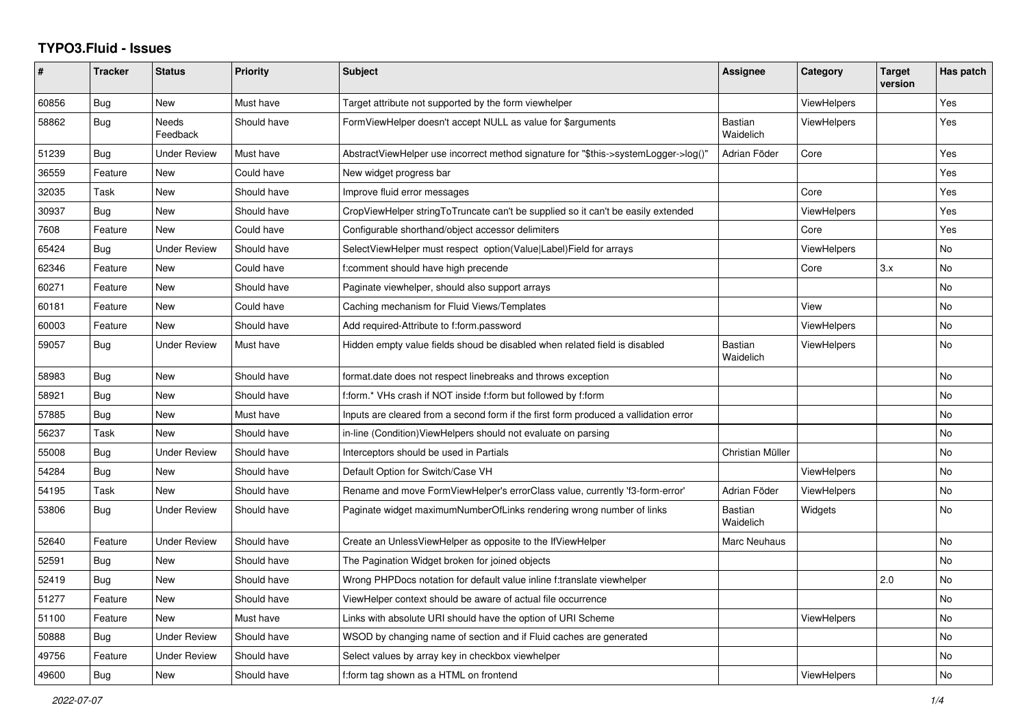## TYPO3.Fluid - Issues

| # | Tracker | Status | Priority | Subject | Assignee | Category | Target version | Has patch |
|---|---|---|---|---|---|---|---|---|
| 60856 | Bug | New | Must have | Target attribute not supported by the form viewhelper | | ViewHelpers | | Yes |
| 58862 | Bug | Needs Feedback | Should have | FormViewHelper doesn't accept NULL as value for $arguments | Bastian Waidelich | ViewHelpers | | Yes |
| 51239 | Bug | Under Review | Must have | AbstractViewHelper use incorrect method signature for "$this->systemLogger->log()" | Adrian Föder | Core | | Yes |
| 36559 | Feature | New | Could have | New widget progress bar | | | | Yes |
| 32035 | Task | New | Should have | Improve fluid error messages | | Core | | Yes |
| 30937 | Bug | New | Should have | CropViewHelper stringToTruncate can't be supplied so it can't be easily extended | | ViewHelpers | | Yes |
| 7608 | Feature | New | Could have | Configurable shorthand/object accessor delimiters | | Core | | Yes |
| 65424 | Bug | Under Review | Should have | SelectViewHelper must respect option(Value\|Label)Field for arrays | | ViewHelpers | | No |
| 62346 | Feature | New | Could have | f:comment should have high precende | | Core | 3.x | No |
| 60271 | Feature | New | Should have | Paginate viewhelper, should also support arrays | | | | No |
| 60181 | Feature | New | Could have | Caching mechanism for Fluid Views/Templates | | View | | No |
| 60003 | Feature | New | Should have | Add required-Attribute to f:form.password | | ViewHelpers | | No |
| 59057 | Bug | Under Review | Must have | Hidden empty value fields shoud be disabled when related field is disabled | Bastian Waidelich | ViewHelpers | | No |
| 58983 | Bug | New | Should have | format.date does not respect linebreaks and throws exception | | | | No |
| 58921 | Bug | New | Should have | f:form.* VHs crash if NOT inside f:form but followed by f:form | | | | No |
| 57885 | Bug | New | Must have | Inputs are cleared from a second form if the first form produced a vallidation error | | | | No |
| 56237 | Task | New | Should have | in-line (Condition)ViewHelpers should not evaluate on parsing | | | | No |
| 55008 | Bug | Under Review | Should have | Interceptors should be used in Partials | Christian Müller | | | No |
| 54284 | Bug | New | Should have | Default Option for Switch/Case VH | | ViewHelpers | | No |
| 54195 | Task | New | Should have | Rename and move FormViewHelper's errorClass value, currently 'f3-form-error' | Adrian Föder | ViewHelpers | | No |
| 53806 | Bug | Under Review | Should have | Paginate widget maximumNumberOfLinks rendering wrong number of links | Bastian Waidelich | Widgets | | No |
| 52640 | Feature | Under Review | Should have | Create an UnlessViewHelper as opposite to the IfViewHelper | Marc Neuhaus | | | No |
| 52591 | Bug | New | Should have | The Pagination Widget broken for joined objects | | | | No |
| 52419 | Bug | New | Should have | Wrong PHPDocs notation for default value inline f:translate viewhelper | | | 2.0 | No |
| 51277 | Feature | New | Should have | ViewHelper context should be aware of actual file occurrence | | | | No |
| 51100 | Feature | New | Must have | Links with absolute URI should have the option of URI Scheme | | ViewHelpers | | No |
| 50888 | Bug | Under Review | Should have | WSOD by changing name of section and if Fluid caches are generated | | | | No |
| 49756 | Feature | Under Review | Should have | Select values by array key in checkbox viewhelper | | | | No |
| 49600 | Bug | New | Should have | f:form tag shown as a HTML on frontend | | ViewHelpers | | No |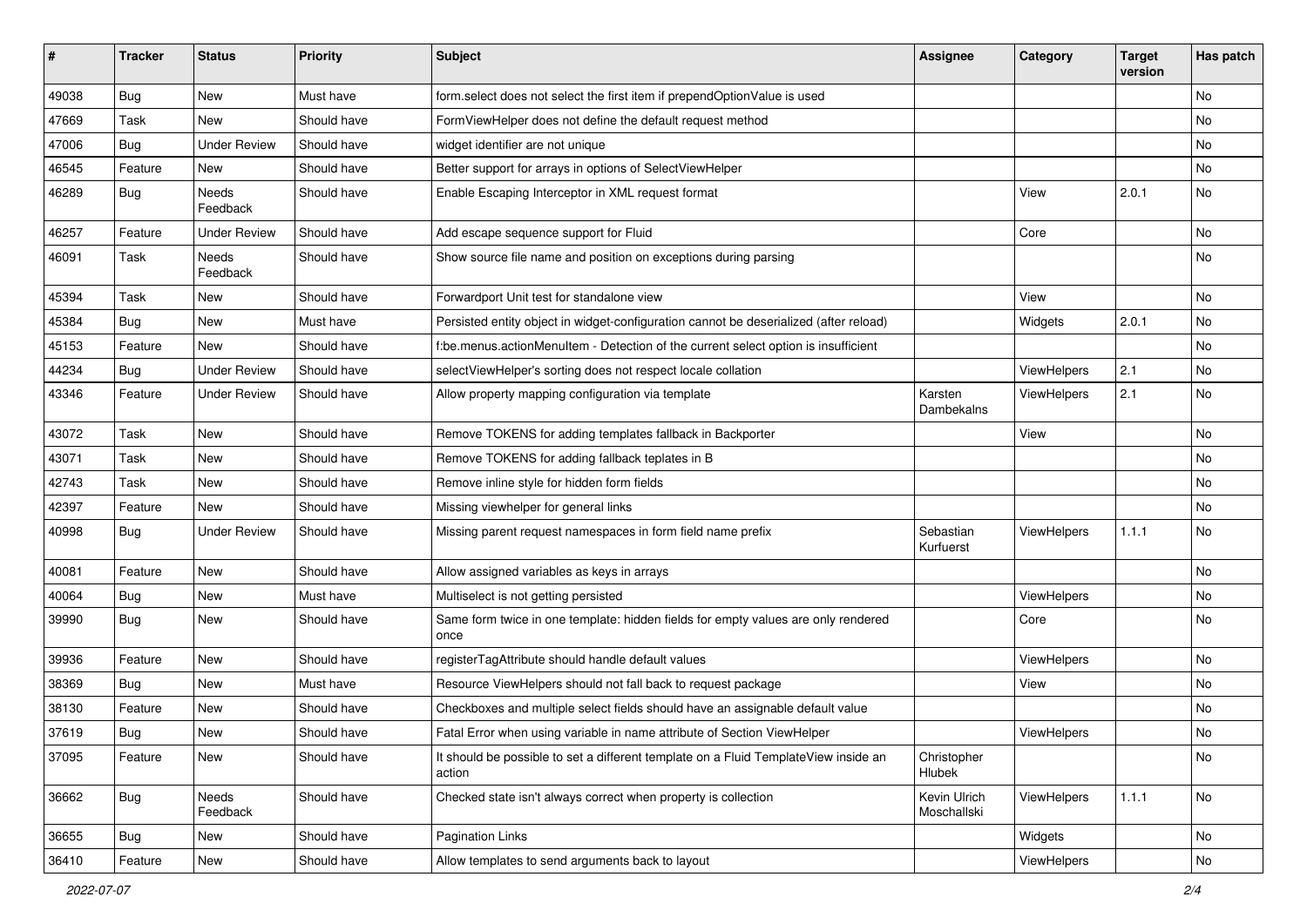| # | Tracker | Status | Priority | Subject | Assignee | Category | Target version | Has patch |
|---|---|---|---|---|---|---|---|---|
| 49038 | Bug | New | Must have | form.select does not select the first item if prependOptionValue is used | | | | No |
| 47669 | Task | New | Should have | FormViewHelper does not define the default request method | | | | No |
| 47006 | Bug | Under Review | Should have | widget identifier are not unique | | | | No |
| 46545 | Feature | New | Should have | Better support for arrays in options of SelectViewHelper | | | | No |
| 46289 | Bug | Needs Feedback | Should have | Enable Escaping Interceptor in XML request format | | View | 2.0.1 | No |
| 46257 | Feature | Under Review | Should have | Add escape sequence support for Fluid | | Core | | No |
| 46091 | Task | Needs Feedback | Should have | Show source file name and position on exceptions during parsing | | | | No |
| 45394 | Task | New | Should have | Forwardport Unit test for standalone view | | View | | No |
| 45384 | Bug | New | Must have | Persisted entity object in widget-configuration cannot be deserialized (after reload) | | Widgets | 2.0.1 | No |
| 45153 | Feature | New | Should have | f:be.menus.actionMenuItem - Detection of the current select option is insufficient | | | | No |
| 44234 | Bug | Under Review | Should have | selectViewHelper's sorting does not respect locale collation | | ViewHelpers | 2.1 | No |
| 43346 | Feature | Under Review | Should have | Allow property mapping configuration via template | Karsten Dambekalns | ViewHelpers | 2.1 | No |
| 43072 | Task | New | Should have | Remove TOKENS for adding templates fallback in Backporter | | View | | No |
| 43071 | Task | New | Should have | Remove TOKENS for adding fallback teplates in B | | | | No |
| 42743 | Task | New | Should have | Remove inline style for hidden form fields | | | | No |
| 42397 | Feature | New | Should have | Missing viewhelper for general links | | | | No |
| 40998 | Bug | Under Review | Should have | Missing parent request namespaces in form field name prefix | Sebastian Kurfuerst | ViewHelpers | 1.1.1 | No |
| 40081 | Feature | New | Should have | Allow assigned variables as keys in arrays | | | | No |
| 40064 | Bug | New | Must have | Multiselect is not getting persisted | | ViewHelpers | | No |
| 39990 | Bug | New | Should have | Same form twice in one template: hidden fields for empty values are only rendered once | | Core | | No |
| 39936 | Feature | New | Should have | registerTagAttribute should handle default values | | ViewHelpers | | No |
| 38369 | Bug | New | Must have | Resource ViewHelpers should not fall back to request package | | View | | No |
| 38130 | Feature | New | Should have | Checkboxes and multiple select fields should have an assignable default value | | | | No |
| 37619 | Bug | New | Should have | Fatal Error when using variable in name attribute of Section ViewHelper | | ViewHelpers | | No |
| 37095 | Feature | New | Should have | It should be possible to set a different template on a Fluid TemplateView inside an action | Christopher Hlubek | | | No |
| 36662 | Bug | Needs Feedback | Should have | Checked state isn't always correct when property is collection | Kevin Ulrich Moschallski | ViewHelpers | 1.1.1 | No |
| 36655 | Bug | New | Should have | Pagination Links | | Widgets | | No |
| 36410 | Feature | New | Should have | Allow templates to send arguments back to layout | | ViewHelpers | | No |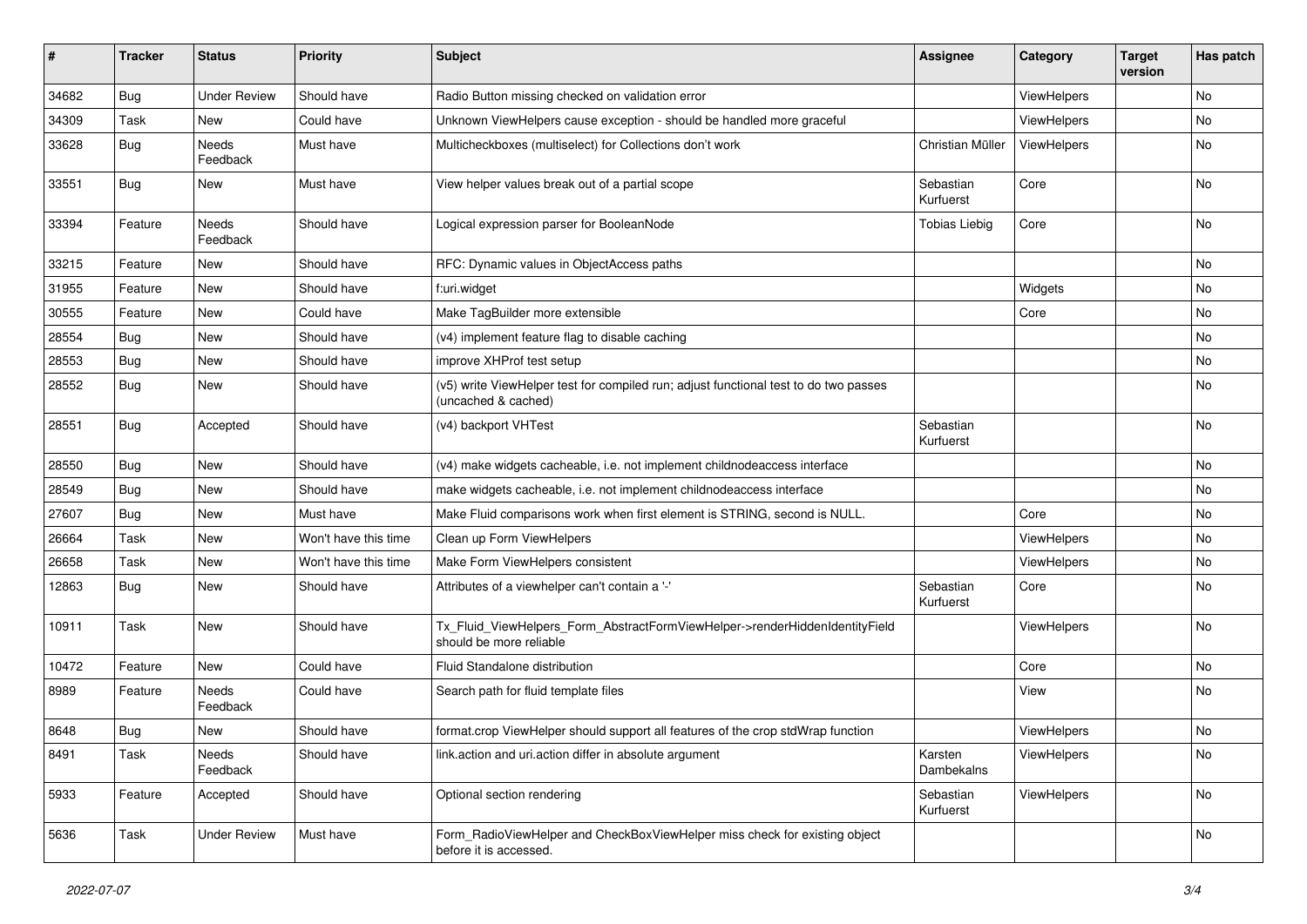| # | Tracker | Status | Priority | Subject | Assignee | Category | Target version | Has patch |
|---|---|---|---|---|---|---|---|---|
| 34682 | Bug | Under Review | Should have | Radio Button missing checked on validation error | | ViewHelpers | | No |
| 34309 | Task | New | Could have | Unknown ViewHelpers cause exception - should be handled more graceful | | ViewHelpers | | No |
| 33628 | Bug | Needs Feedback | Must have | Multicheckboxes (multiselect) for Collections don't work | Christian Müller | ViewHelpers | | No |
| 33551 | Bug | New | Must have | View helper values break out of a partial scope | Sebastian Kurfuerst | Core | | No |
| 33394 | Feature | Needs Feedback | Should have | Logical expression parser for BooleanNode | Tobias Liebig | Core | | No |
| 33215 | Feature | New | Should have | RFC: Dynamic values in ObjectAccess paths | | | | No |
| 31955 | Feature | New | Should have | f:uri.widget | | Widgets | | No |
| 30555 | Feature | New | Could have | Make TagBuilder more extensible | | Core | | No |
| 28554 | Bug | New | Should have | (v4) implement feature flag to disable caching | | | | No |
| 28553 | Bug | New | Should have | improve XHProf test setup | | | | No |
| 28552 | Bug | New | Should have | (v5) write ViewHelper test for compiled run; adjust functional test to do two passes (uncached & cached) | | | | No |
| 28551 | Bug | Accepted | Should have | (v4) backport VHTest | Sebastian Kurfuerst | | | No |
| 28550 | Bug | New | Should have | (v4) make widgets cacheable, i.e. not implement childnodeaccess interface | | | | No |
| 28549 | Bug | New | Should have | make widgets cacheable, i.e. not implement childnodeaccess interface | | | | No |
| 27607 | Bug | New | Must have | Make Fluid comparisons work when first element is STRING, second is NULL. | | Core | | No |
| 26664 | Task | New | Won't have this time | Clean up Form ViewHelpers | | ViewHelpers | | No |
| 26658 | Task | New | Won't have this time | Make Form ViewHelpers consistent | | ViewHelpers | | No |
| 12863 | Bug | New | Should have | Attributes of a viewhelper can't contain a '-' | Sebastian Kurfuerst | Core | | No |
| 10911 | Task | New | Should have | Tx_Fluid_ViewHelpers_Form_AbstractFormViewHelper->renderHiddenIdentityField should be more reliable | | ViewHelpers | | No |
| 10472 | Feature | New | Could have | Fluid Standalone distribution | | Core | | No |
| 8989 | Feature | Needs Feedback | Could have | Search path for fluid template files | | View | | No |
| 8648 | Bug | New | Should have | format.crop ViewHelper should support all features of the crop stdWrap function | | ViewHelpers | | No |
| 8491 | Task | Needs Feedback | Should have | link.action and uri.action differ in absolute argument | Karsten Dambekalns | ViewHelpers | | No |
| 5933 | Feature | Accepted | Should have | Optional section rendering | Sebastian Kurfuerst | ViewHelpers | | No |
| 5636 | Task | Under Review | Must have | Form_RadioViewHelper and CheckBoxViewHelper miss check for existing object before it is accessed. | | | | No |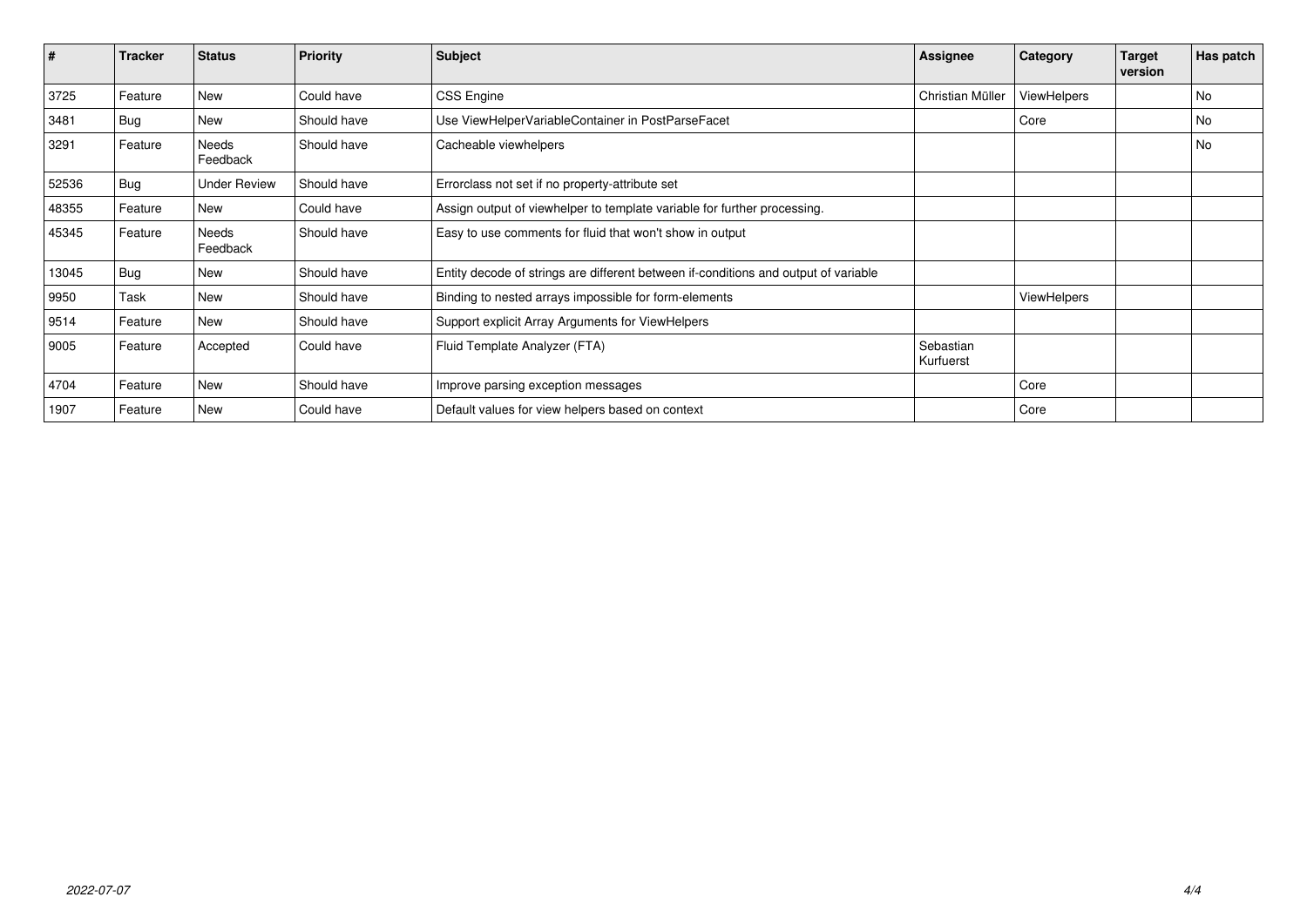| # | Tracker | Status | Priority | Subject | Assignee | Category | Target version | Has patch |
|---|---|---|---|---|---|---|---|---|
| 3725 | Feature | New | Could have | CSS Engine | Christian Müller | ViewHelpers | | No |
| 3481 | Bug | New | Should have | Use ViewHelperVariableContainer in PostParseFacet | | Core | | No |
| 3291 | Feature | Needs Feedback | Should have | Cacheable viewhelpers | | | | No |
| 52536 | Bug | Under Review | Should have | Errorclass not set if no property-attribute set | | | | |
| 48355 | Feature | New | Could have | Assign output of viewhelper to template variable for further processing. | | | | |
| 45345 | Feature | Needs Feedback | Should have | Easy to use comments for fluid that won't show in output | | | | |
| 13045 | Bug | New | Should have | Entity decode of strings are different between if-conditions and output of variable | | | | |
| 9950 | Task | New | Should have | Binding to nested arrays impossible for form-elements | | ViewHelpers | | |
| 9514 | Feature | New | Should have | Support explicit Array Arguments for ViewHelpers | | | | |
| 9005 | Feature | Accepted | Could have | Fluid Template Analyzer (FTA) | Sebastian Kurfuerst | | | |
| 4704 | Feature | New | Should have | Improve parsing exception messages | | Core | | |
| 1907 | Feature | New | Could have | Default values for view helpers based on context | | Core | | |

*2022-07-07*